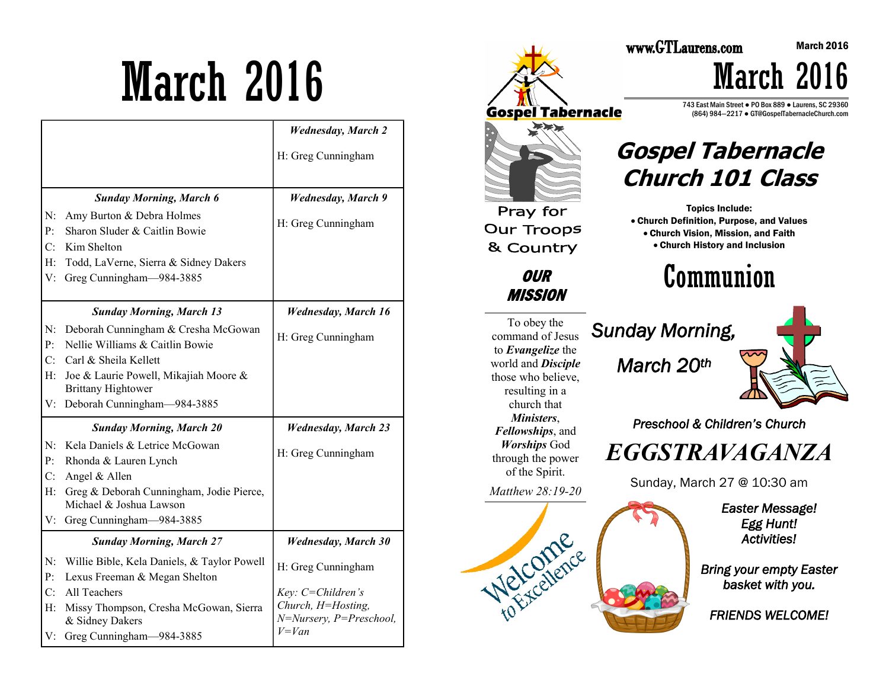# March 2016

| | Wednesday, March 2 |
|---|---|
| | H: Greg Cunningham |
| **Sunday Morning, March 6**<br>N: Amy Burton & Debra Holmes<br>P: Sharon Sluder & Caitlin Bowie<br>C: Kim Shelton<br>H: Todd, LaVerne, Sierra & Sidney Dakers<br>V: Greg Cunningham—984-3885 | **Wednesday, March 9**<br>H: Greg Cunningham |
| **Sunday Morning, March 13**<br>N: Deborah Cunningham & Cresha McGowan<br>P: Nellie Williams & Caitlin Bowie<br>C: Carl & Sheila Kellett<br>H: Joe & Laurie Powell, Mikajiah Moore & Brittany Hightower<br>V: Deborah Cunningham—984-3885 | **Wednesday, March 16**<br>H: Greg Cunningham |
| **Sunday Morning, March 20**<br>N: Kela Daniels & Letrice McGowan<br>P: Rhonda & Lauren Lynch<br>C: Angel & Allen<br>H: Greg & Deborah Cunningham, Jodie Pierce, Michael & Joshua Lawson<br>V: Greg Cunningham—984-3885 | **Wednesday, March 23**<br>H: Greg Cunningham |
| **Sunday Morning, March 27**<br>N: Willie Bible, Kela Daniels, & Taylor Powell<br>P: Lexus Freeman & Megan Shelton<br>C: All Teachers<br>H: Missy Thompson, Cresha McGowan, Sierra & Sidney Dakers<br>V: Greg Cunningham—984-3885 | **Wednesday, March 30**<br>H: Greg Cunningham<br>*Key: C=Children's Church, H=Hosting, N=Nursery, P=Preschool, V=Van* |

www.GTLaurens.com

March 2016

# March 2016

Gospel Tabernacle

743 East Main Street ● PO Box 889 ● Laurens, SC 29360
(864) 984—2217 ● GT@GospelTabernacleChurch.com

Pray for Our Troops & Country

## OUR MISSION

To obey the command of Jesus to ***Evangelize*** the world and ***Disciple*** those who believe, resulting in a church that ***Ministers***, ***Fellowships***, and ***Worships*** God through the power of the Spirit.

*Matthew 28:19-20*

Welcome to Excellence

## Gospel Tabernacle Church 101 Class

**Topics Include:**
- **Church Definition, Purpose, and Values**
- **Church Vision, Mission, and Faith**
- **Church History and Inclusion**

## Communion

*Sunday Morning, March 20th*

*Preschool & Children's Church*

## *EGGSTRAVAGANZA*

Sunday, March 27 @ 10:30 am

*Easter Message!*
*Egg Hunt!*
*Activities!*

*Bring your empty Easter basket with you.*

*FRIENDS WELCOME!*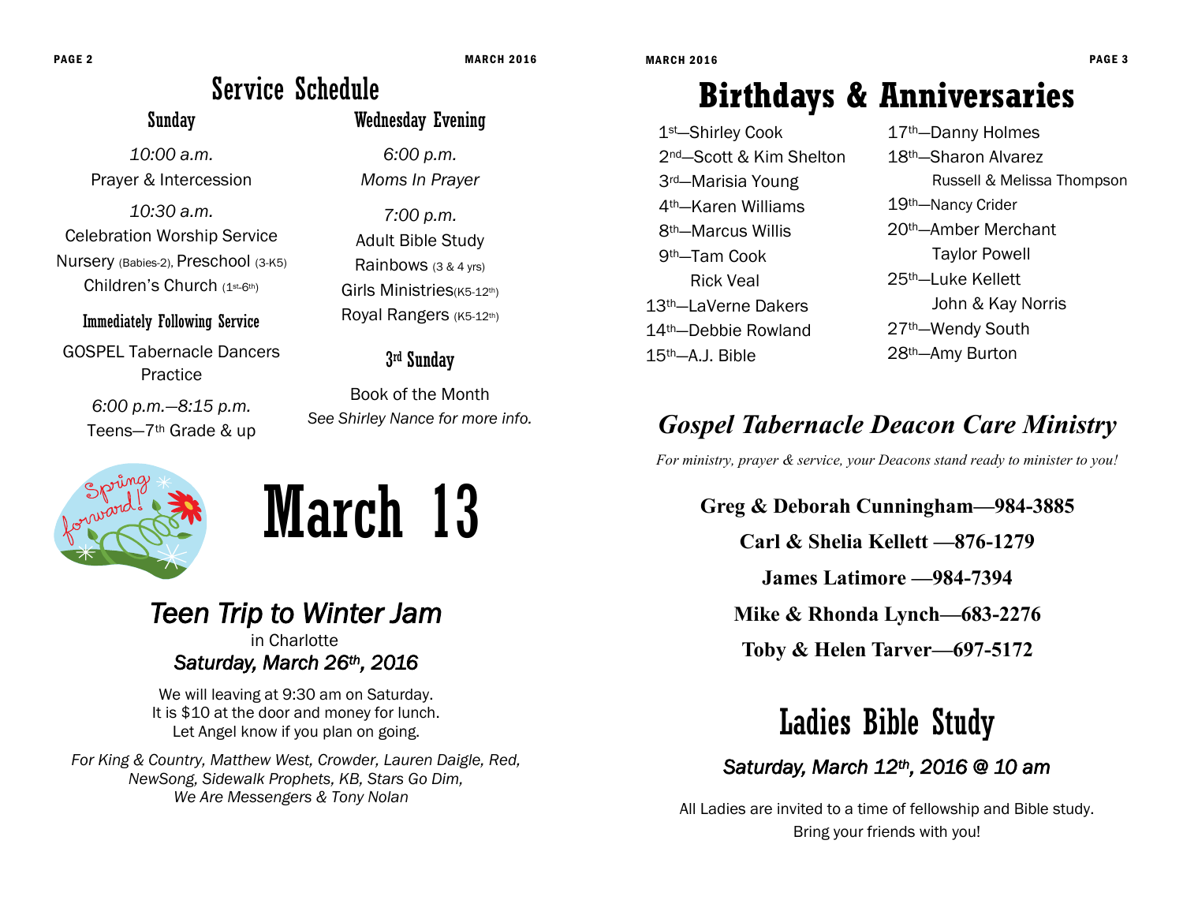# Service Schedule

## Sunday

*10:00 a.m.*
Prayer & Intercession

*10:30 a.m.*
Celebration Worship Service
Nursery (Babies-2), Preschool (3-K5)
Children's Church (1st-6th)

### Immediately Following Service

GOSPEL Tabernacle Dancers Practice

*6:00 p.m.—8:15 p.m.*
Teens—7th Grade & up

## Wednesday Evening

*6:00 p.m.*
*Moms In Prayer*

*7:00 p.m.*
Adult Bible Study
Rainbows (3 & 4 yrs)
Girls Ministries(K5-12th)
Royal Rangers (K5-12th)

### 3rd Sunday

Book of the Month
*See Shirley Nance for more info.*

Spring forward!

# March 13

## *Teen Trip to Winter Jam*

in Charlotte

***Saturday, March 26th, 2016***

We will leaving at 9:30 am on Saturday.
It is $10 at the door and money for lunch.
Let Angel know if you plan on going.

*For King & Country, Matthew West, Crowder, Lauren Daigle, Red, NewSong, Sidewalk Prophets, KB, Stars Go Dim, We Are Messengers & Tony Nolan*

# Birthdays & Anniversaries

1st—Shirley Cook
2nd—Scott & Kim Shelton
3rd—Marisia Young
4th—Karen Williams
8th—Marcus Willis
9th—Tam Cook
Rick Veal
13th—LaVerne Dakers
14th—Debbie Rowland
15th—A.J. Bible
17th—Danny Holmes
18th—Sharon Alvarez
Russell & Melissa Thompson
19th—Nancy Crider
20th—Amber Merchant
Taylor Powell
25th—Luke Kellett
John & Kay Norris
27th—Wendy South
28th—Amy Burton

## *Gospel Tabernacle Deacon Care Ministry*

*For ministry, prayer & service, your Deacons stand ready to minister to you!*

**Greg & Deborah Cunningham—984-3885**

**Carl & Shelia Kellett —876-1279**

**James Latimore —984-7394**

**Mike & Rhonda Lynch—683-2276**

**Toby & Helen Tarver—697-5172**

# Ladies Bible Study

***Saturday, March 12th, 2016 @ 10 am***

All Ladies are invited to a time of fellowship and Bible study.
Bring your friends with you!